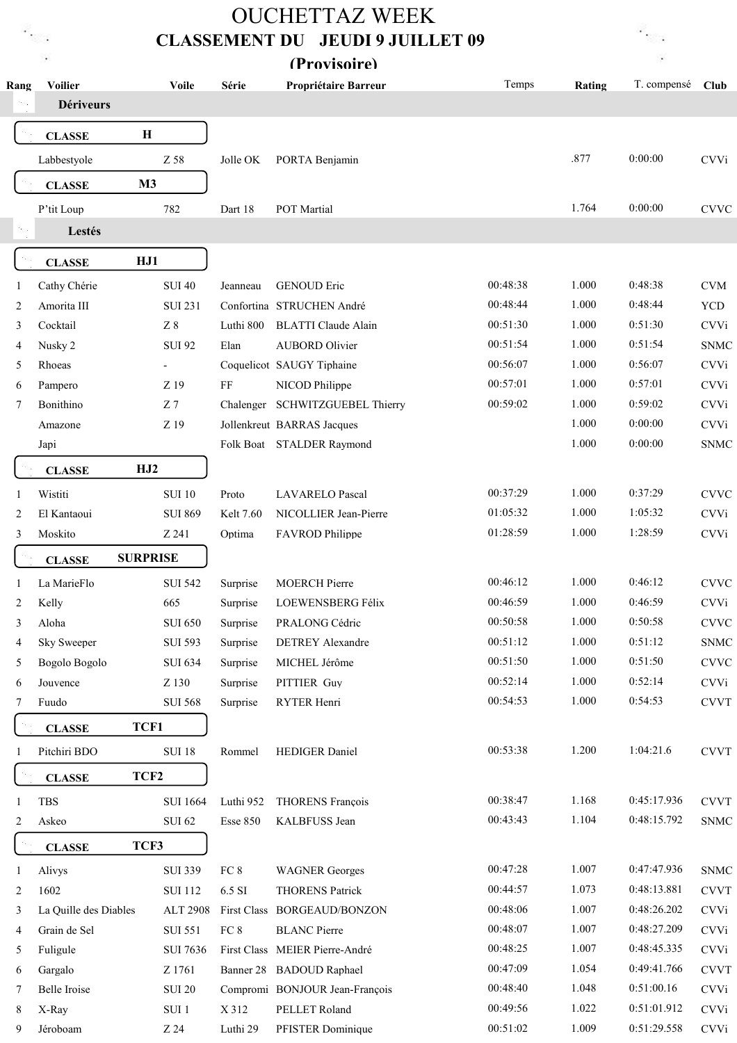# OUCHETTAZ WEEK

## CLASSEMENT DU JEUDI 9 JUILLET 09

## (Provisoire)

| Rang | Voilier | Voile | Série | Propriétaire Barreur | Temps | Rating | T. compensé | Club |
|---|---|---|---|---|---|---|---|---|
| | **Dériveurs** | | | | | | | |
| | **CLASSE H** | | | | | | | |
| | Labbestyole | Z 58 | Jolle OK | PORTA Benjamin | | .877 | 0:00:00 | CVVi |
| | **CLASSE M3** | | | | | | | |
| | P'tit Loup | 782 | Dart 18 | POT Martial | | 1.764 | 0:00:00 | CVVC |
| | **Lestés** | | | | | | | |
| | **CLASSE HJ1** | | | | | | | |
| 1 | Cathy Chérie | SUI 40 | Jeanneau | GENOUD Eric | 00:48:38 | 1.000 | 0:48:38 | CVM |
| 2 | Amorita III | SUI 231 | Confortina | STRUCHEN André | 00:48:44 | 1.000 | 0:48:44 | YCD |
| 3 | Cocktail | Z 8 | Luthi 800 | BLATTI Claude Alain | 00:51:30 | 1.000 | 0:51:30 | CVVi |
| 4 | Nusky 2 | SUI 92 | Elan | AUBORD Olivier | 00:51:54 | 1.000 | 0:51:54 | SNMC |
| 5 | Rhoeas | - | Coquelicot | SAUGY Tiphaine | 00:56:07 | 1.000 | 0:56:07 | CVVi |
| 6 | Pampero | Z 19 | FF | NICOD Philippe | 00:57:01 | 1.000 | 0:57:01 | CVVi |
| 7 | Bonithino | Z 7 | Chalenger | SCHWITZGUEBEL Thierry | 00:59:02 | 1.000 | 0:59:02 | CVVi |
| | Amazone | Z 19 | Jollenkreut | BARRAS Jacques | | 1.000 | 0:00:00 | CVVi |
| | Japi | | Folk Boat | STALDER Raymond | | 1.000 | 0:00:00 | SNMC |
| | **CLASSE HJ2** | | | | | | | |
| 1 | Wistiti | SUI 10 | Proto | LAVARELO Pascal | 00:37:29 | 1.000 | 0:37:29 | CVVC |
| 2 | El Kantaoui | SUI 869 | Kelt 7.60 | NICOLLIER Jean-Pierre | 01:05:32 | 1.000 | 1:05:32 | CVVi |
| 3 | Moskito | Z 241 | Optima | FAVROD Philippe | 01:28:59 | 1.000 | 1:28:59 | CVVi |
| | **CLASSE SURPRISE** | | | | | | | |
| 1 | La MarieFlo | SUI 542 | Surprise | MOERCH Pierre | 00:46:12 | 1.000 | 0:46:12 | CVVC |
| 2 | Kelly | 665 | Surprise | LOEWENSBERG Félix | 00:46:59 | 1.000 | 0:46:59 | CVVi |
| 3 | Aloha | SUI 650 | Surprise | PRALONG Cédric | 00:50:58 | 1.000 | 0:50:58 | CVVC |
| 4 | Sky Sweeper | SUI 593 | Surprise | DETREY Alexandre | 00:51:12 | 1.000 | 0:51:12 | SNMC |
| 5 | Bogolo Bogolo | SUI 634 | Surprise | MICHEL Jérôme | 00:51:50 | 1.000 | 0:51:50 | CVVC |
| 6 | Jouvence | Z 130 | Surprise | PITTIER Guy | 00:52:14 | 1.000 | 0:52:14 | CVVi |
| 7 | Fuudo | SUI 568 | Surprise | RYTER Henri | 00:54:53 | 1.000 | 0:54:53 | CVVT |
| | **CLASSE TCF1** | | | | | | | |
| 1 | Pitchiri BDO | SUI 18 | Rommel | HEDIGER Daniel | 00:53:38 | 1.200 | 1:04:21.6 | CVVT |
| | **CLASSE TCF2** | | | | | | | |
| 1 | TBS | SUI 1664 | Luthi 952 | THORENS François | 00:38:47 | 1.168 | 0:45:17.936 | CVVT |
| 2 | Askeo | SUI 62 | Esse 850 | KALBFUSS Jean | 00:43:43 | 1.104 | 0:48:15.792 | SNMC |
| | **CLASSE TCF3** | | | | | | | |
| 1 | Alivys | SUI 339 | FC 8 | WAGNER Georges | 00:47:28 | 1.007 | 0:47:47.936 | SNMC |
| 2 | 1602 | SUI 112 | 6.5 SI | THORENS Patrick | 00:44:57 | 1.073 | 0:48:13.881 | CVVT |
| 3 | La Quille des Diables | ALT 2908 | First Class | BORGEAUD/BONZON | 00:48:06 | 1.007 | 0:48:26.202 | CVVi |
| 4 | Grain de Sel | SUI 551 | FC 8 | BLANC Pierre | 00:48:07 | 1.007 | 0:48:27.209 | CVVi |
| 5 | Fuligule | SUI 7636 | First Class | MEIER Pierre-André | 00:48:25 | 1.007 | 0:48:45.335 | CVVi |
| 6 | Gargalo | Z 1761 | Banner 28 | BADOUD Raphael | 00:47:09 | 1.054 | 0:49:41.766 | CVVT |
| 7 | Belle Iroise | SUI 20 | Compromi | BONJOUR Jean-François | 00:48:40 | 1.048 | 0:51:00.16 | CVVi |
| 8 | X-Ray | SUI 1 | X 312 | PELLET Roland | 00:49:56 | 1.022 | 0:51:01.912 | CVVi |
| 9 | Jéroboam | Z 24 | Luthi 29 | PFISTER Dominique | 00:51:02 | 1.009 | 0:51:29.558 | CVVi |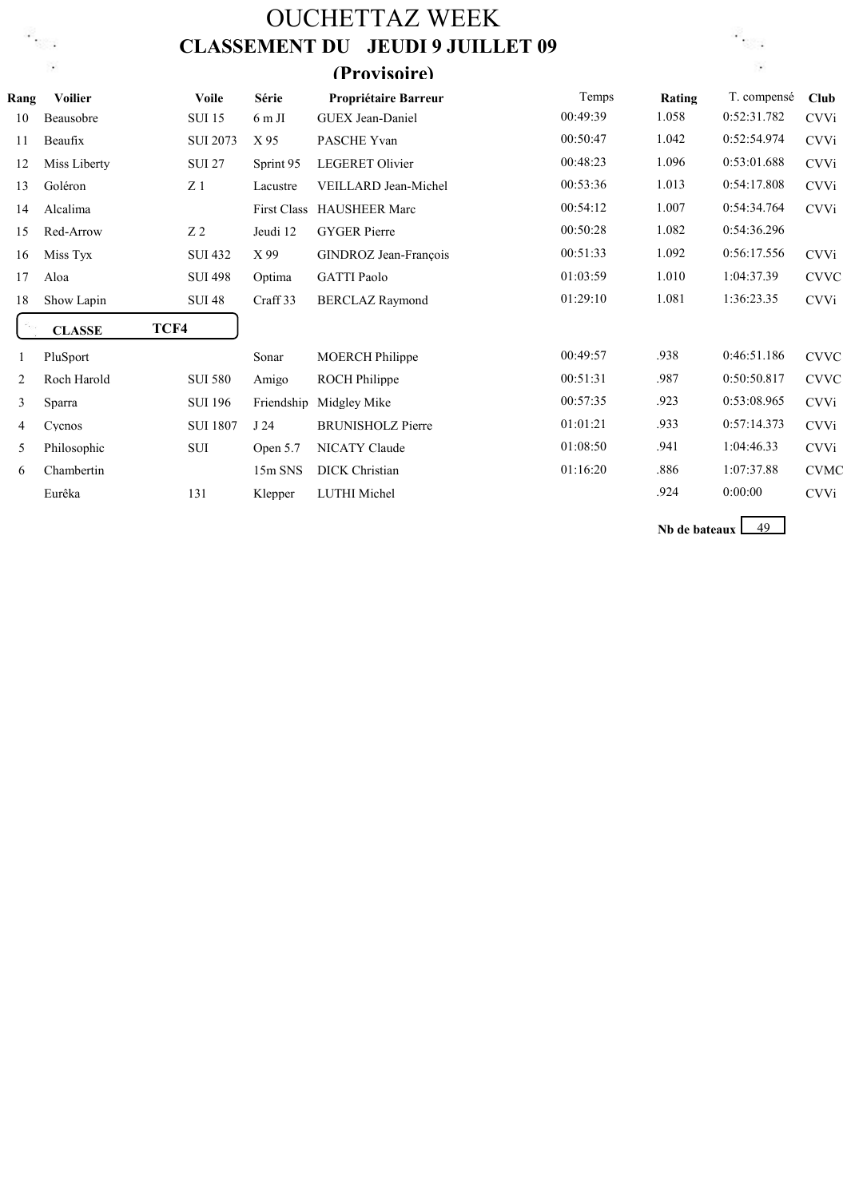# OUCHETTAZ WEEK

## CLASSEMENT DU JEUDI 9 JUILLET 09

## (Provisoire)

| Rang | Voilier | Voile | Série | Propriétaire Barreur | Temps | Rating | T. compensé | Club |
|---|---|---|---|---|---|---|---|---|
| 10 | Beausobre | SUI 15 | 6 m JI | GUEX Jean-Daniel | 00:49:39 | 1.058 | 0:52:31.782 | CVVi |
| 11 | Beaufix | SUI 2073 | X 95 | PASCHE Yvan | 00:50:47 | 1.042 | 0:52:54.974 | CVVi |
| 12 | Miss Liberty | SUI 27 | Sprint 95 | LEGERET Olivier | 00:48:23 | 1.096 | 0:53:01.688 | CVVi |
| 13 | Goléron | Z 1 | Lacustre | VEILLARD Jean-Michel | 00:53:36 | 1.013 | 0:54:17.808 | CVVi |
| 14 | Alcalima | | First Class | HAUSHEER Marc | 00:54:12 | 1.007 | 0:54:34.764 | CVVi |
| 15 | Red-Arrow | Z 2 | Jeudi 12 | GYGER Pierre | 00:50:28 | 1.082 | 0:54:36.296 | |
| 16 | Miss Tyx | SUI 432 | X 99 | GINDROZ Jean-François | 00:51:33 | 1.092 | 0:56:17.556 | CVVi |
| 17 | Aloa | SUI 498 | Optima | GATTI Paolo | 01:03:59 | 1.010 | 1:04:37.39 | CVVC |
| 18 | Show Lapin | SUI 48 | Craff 33 | BERCLAZ Raymond | 01:29:10 | 1.081 | 1:36:23.35 | CVVi |

**CLASSE TCF4**

| Rang | Voilier | Voile | Série | Propriétaire Barreur | Temps | Rating | T. compensé | Club |
|---|---|---|---|---|---|---|---|---|
| 1 | PluSport | | Sonar | MOERCH Philippe | 00:49:57 | .938 | 0:46:51.186 | CVVC |
| 2 | Roch Harold | SUI 580 | Amigo | ROCH Philippe | 00:51:31 | .987 | 0:50:50.817 | CVVC |
| 3 | Sparra | SUI 196 | Friendship | Midgley Mike | 00:57:35 | .923 | 0:53:08.965 | CVVi |
| 4 | Cycnos | SUI 1807 | J 24 | BRUNISHOLZ Pierre | 01:01:21 | .933 | 0:57:14.373 | CVVi |
| 5 | Philosophic | SUI | Open 5.7 | NICATY Claude | 01:08:50 | .941 | 1:04:46.33 | CVVi |
| 6 | Chambertin | | 15m SNS | DICK Christian | 01:16:20 | .886 | 1:07:37.88 | CVMC |
| | Eurêka | 131 | Klepper | LUTHI Michel | | .924 | 0:00:00 | CVVi |

**Nb de bateaux** 49